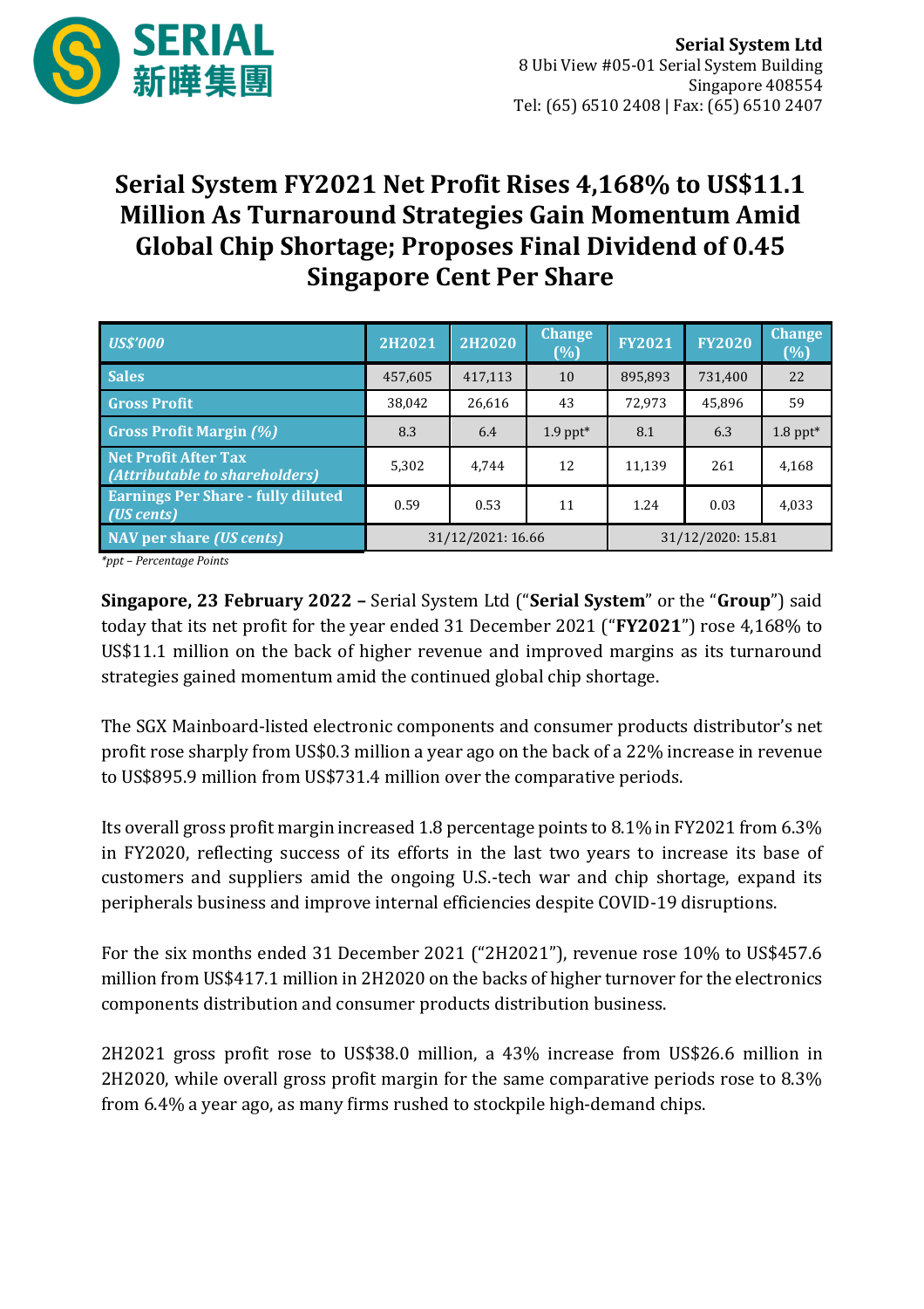**Serial System Ltd**
8 Ubi View #05-01 Serial System Building
Singapore 408554
Tel: (65) 6510 2408 | Fax: (65) 6510 2407

# Serial System FY2021 Net Profit Rises 4,168% to US$11.1 Million As Turnaround Strategies Gain Momentum Amid Global Chip Shortage; Proposes Final Dividend of 0.45 Singapore Cent Per Share

| *US$'000* | 2H2021 | 2H2020 | Change (%) | FY2021 | FY2020 | Change (%) |
|---|---|---|---|---|---|---|
| Sales | 457,605 | 417,113 | 10 | 895,893 | 731,400 | 22 |
| Gross Profit | 38,042 | 26,616 | 43 | 72,973 | 45,896 | 59 |
| Gross Profit Margin *(%)* | 8.3 | 6.4 | 1.9 ppt* | 8.1 | 6.3 | 1.8 ppt* |
| Net Profit After Tax *(Attributable to shareholders)* | 5,302 | 4,744 | 12 | 11,139 | 261 | 4,168 |
| Earnings Per Share - fully diluted *(US cents)* | 0.59 | 0.53 | 11 | 1.24 | 0.03 | 4,033 |
| NAV per share *(US cents)* | 31/12/2021: 16.66 | | | 31/12/2020: 15.81 | | |

*\*ppt – Percentage Points*

**Singapore, 23 February 2022 –** Serial System Ltd ("**Serial System**" or the "**Group**") said today that its net profit for the year ended 31 December 2021 ("**FY2021**") rose 4,168% to US$11.1 million on the back of higher revenue and improved margins as its turnaround strategies gained momentum amid the continued global chip shortage.

The SGX Mainboard-listed electronic components and consumer products distributor's net profit rose sharply from US$0.3 million a year ago on the back of a 22% increase in revenue to US$895.9 million from US$731.4 million over the comparative periods.

Its overall gross profit margin increased 1.8 percentage points to 8.1% in FY2021 from 6.3% in FY2020, reflecting success of its efforts in the last two years to increase its base of customers and suppliers amid the ongoing U.S.-tech war and chip shortage, expand its peripherals business and improve internal efficiencies despite COVID-19 disruptions.

For the six months ended 31 December 2021 ("2H2021"), revenue rose 10% to US$457.6 million from US$417.1 million in 2H2020 on the backs of higher turnover for the electronics components distribution and consumer products distribution business.

2H2021 gross profit rose to US$38.0 million, a 43% increase from US$26.6 million in 2H2020, while overall gross profit margin for the same comparative periods rose to 8.3% from 6.4% a year ago, as many firms rushed to stockpile high-demand chips.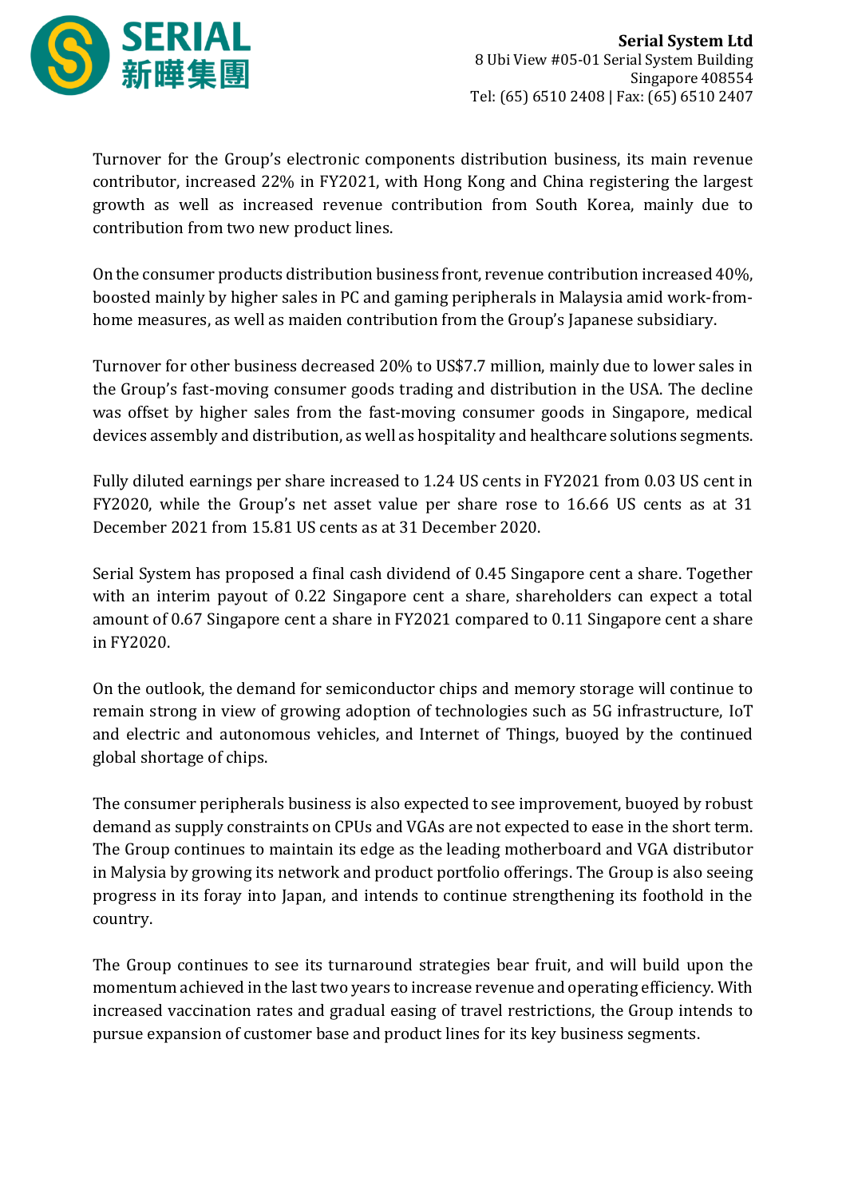Turnover for the Group's electronic components distribution business, its main revenue contributor, increased 22% in FY2021, with Hong Kong and China registering the largest growth as well as increased revenue contribution from South Korea, mainly due to contribution from two new product lines.

On the consumer products distribution business front, revenue contribution increased 40%, boosted mainly by higher sales in PC and gaming peripherals in Malaysia amid work-from-home measures, as well as maiden contribution from the Group's Japanese subsidiary.

Turnover for other business decreased 20% to US$7.7 million, mainly due to lower sales in the Group's fast-moving consumer goods trading and distribution in the USA. The decline was offset by higher sales from the fast-moving consumer goods in Singapore, medical devices assembly and distribution, as well as hospitality and healthcare solutions segments.

Fully diluted earnings per share increased to 1.24 US cents in FY2021 from 0.03 US cent in FY2020, while the Group's net asset value per share rose to 16.66 US cents as at 31 December 2021 from 15.81 US cents as at 31 December 2020.

Serial System has proposed a final cash dividend of 0.45 Singapore cent a share. Together with an interim payout of 0.22 Singapore cent a share, shareholders can expect a total amount of 0.67 Singapore cent a share in FY2021 compared to 0.11 Singapore cent a share in FY2020.

On the outlook, the demand for semiconductor chips and memory storage will continue to remain strong in view of growing adoption of technologies such as 5G infrastructure, IoT and electric and autonomous vehicles, and Internet of Things, buoyed by the continued global shortage of chips.

The consumer peripherals business is also expected to see improvement, buoyed by robust demand as supply constraints on CPUs and VGAs are not expected to ease in the short term. The Group continues to maintain its edge as the leading motherboard and VGA distributor in Malysia by growing its network and product portfolio offerings. The Group is also seeing progress in its foray into Japan, and intends to continue strengthening its foothold in the country.

The Group continues to see its turnaround strategies bear fruit, and will build upon the momentum achieved in the last two years to increase revenue and operating efficiency. With increased vaccination rates and gradual easing of travel restrictions, the Group intends to pursue expansion of customer base and product lines for its key business segments.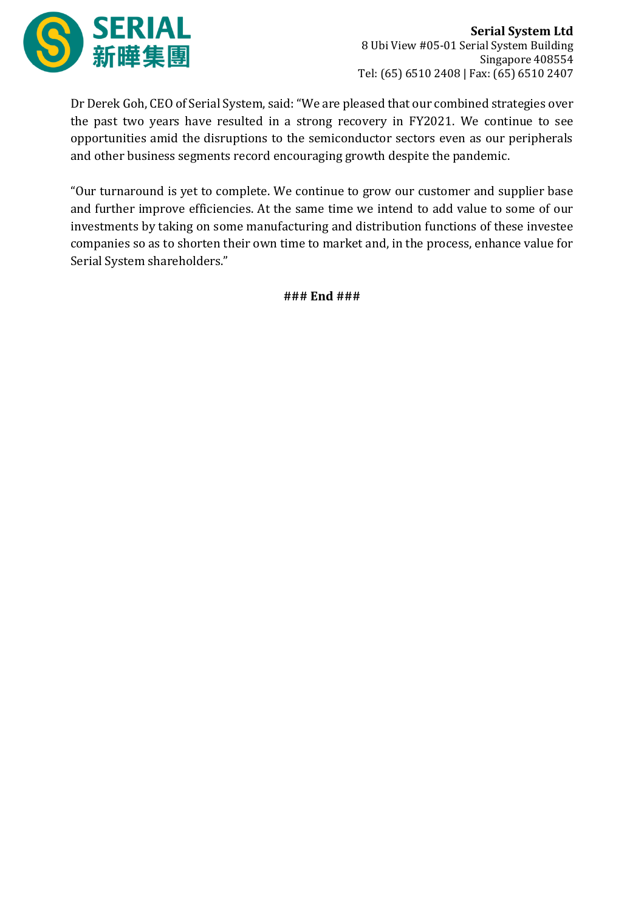Dr Derek Goh, CEO of Serial System, said: "We are pleased that our combined strategies over the past two years have resulted in a strong recovery in FY2021. We continue to see opportunities amid the disruptions to the semiconductor sectors even as our peripherals and other business segments record encouraging growth despite the pandemic.

"Our turnaround is yet to complete. We continue to grow our customer and supplier base and further improve efficiencies. At the same time we intend to add value to some of our investments by taking on some manufacturing and distribution functions of these investee companies so as to shorten their own time to market and, in the process, enhance value for Serial System shareholders."

**### End ###**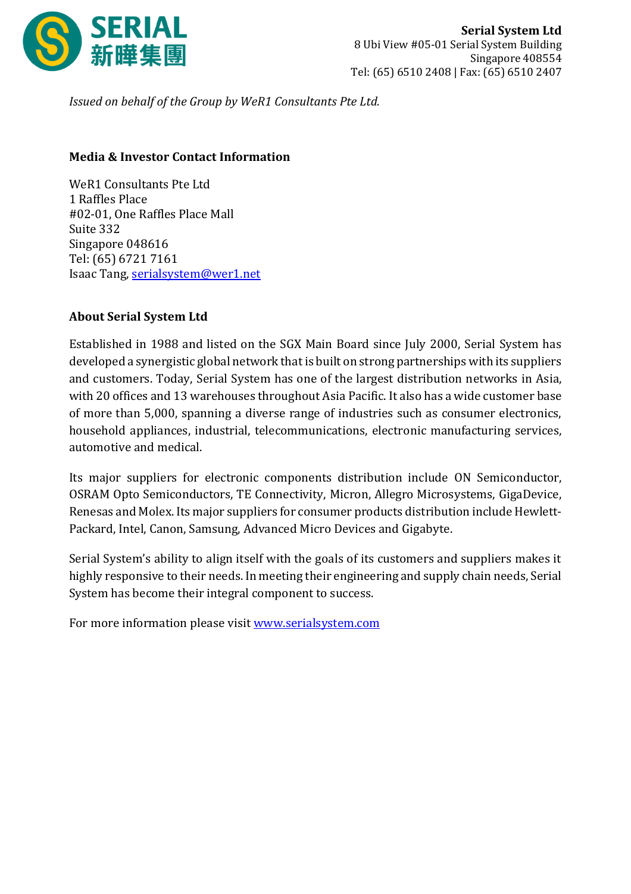**Serial System Ltd**
8 Ubi View #05-01 Serial System Building
Singapore 408554
Tel: (65) 6510 2408 | Fax: (65) 6510 2407

*Issued on behalf of the Group by WeR1 Consultants Pte Ltd.*

**Media & Investor Contact Information**

WeR1 Consultants Pte Ltd
1 Raffles Place
#02-01, One Raffles Place Mall
Suite 332
Singapore 048616
Tel: (65) 6721 7161
Isaac Tang, serialsystem@wer1.net

**About Serial System Ltd**

Established in 1988 and listed on the SGX Main Board since July 2000, Serial System has developed a synergistic global network that is built on strong partnerships with its suppliers and customers. Today, Serial System has one of the largest distribution networks in Asia, with 20 offices and 13 warehouses throughout Asia Pacific. It also has a wide customer base of more than 5,000, spanning a diverse range of industries such as consumer electronics, household appliances, industrial, telecommunications, electronic manufacturing services, automotive and medical.

Its major suppliers for electronic components distribution include ON Semiconductor, OSRAM Opto Semiconductors, TE Connectivity, Micron, Allegro Microsystems, GigaDevice, Renesas and Molex. Its major suppliers for consumer products distribution include Hewlett-Packard, Intel, Canon, Samsung, Advanced Micro Devices and Gigabyte.

Serial System's ability to align itself with the goals of its customers and suppliers makes it highly responsive to their needs. In meeting their engineering and supply chain needs, Serial System has become their integral component to success.

For more information please visit www.serialsystem.com